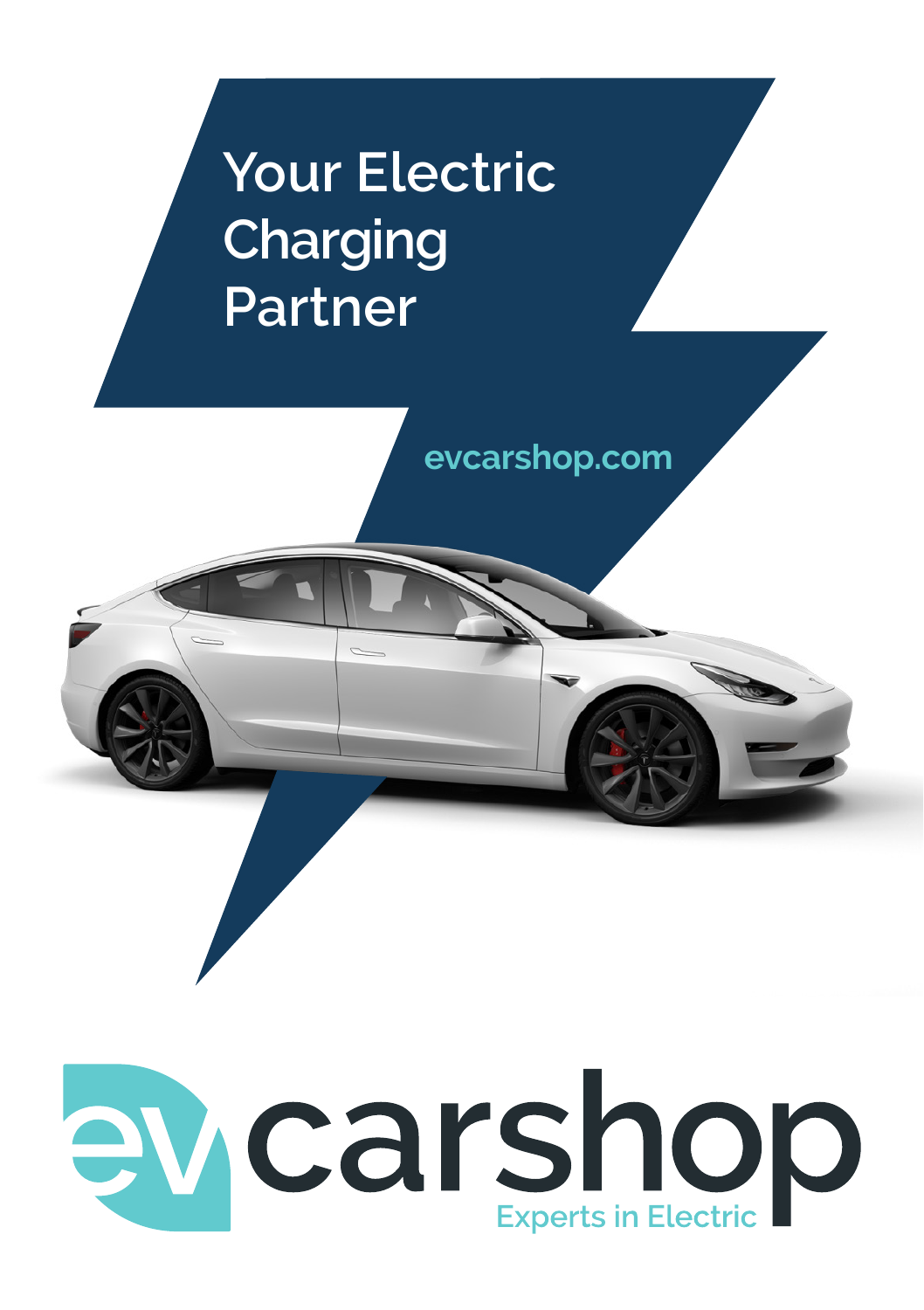# Your Electric Charging Partner

evcarshop.com

evcarshop

Experts in Electric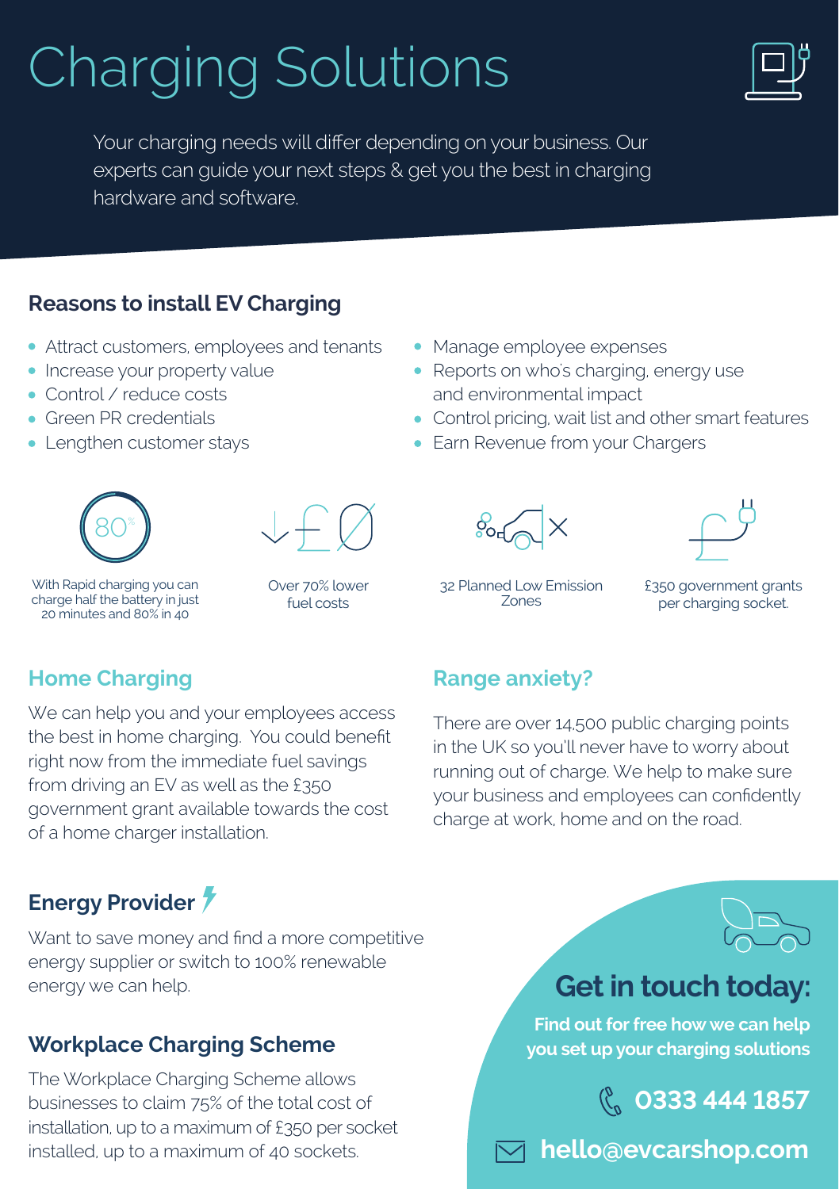# Charging Solutions

Your charging needs will differ depending on your business. Our experts can guide your next steps & get you the best in charging hardware and software.

## Reasons to install EV Charging

- Attract customers, employees and tenants
- Increase your property value
- Control / reduce costs
- Green PR credentials
- Lengthen customer stays
- Manage employee expenses
- Reports on who's charging, energy use and environmental impact
- Control pricing, wait list and other smart features
- Earn Revenue from your Chargers

80%

With Rapid charging you can charge half the battery in just 20 minutes and 80% in 40

Over 70% lower fuel costs

32 Planned Low Emission Zones

£350 government grants per charging socket.

## Home Charging

We can help you and your employees access the best in home charging. You could benefit right now from the immediate fuel savings from driving an EV as well as the £350 government grant available towards the cost of a home charger installation.

## Range anxiety?

There are over 14,500 public charging points in the UK so you'll never have to worry about running out of charge. We help to make sure your business and employees can confidently charge at work, home and on the road.

## Energy Provider

Want to save money and find a more competitive energy supplier or switch to 100% renewable energy we can help.

## Workplace Charging Scheme

The Workplace Charging Scheme allows businesses to claim 75% of the total cost of installation, up to a maximum of £350 per socket installed, up to a maximum of 40 sockets.

## Get in touch today:

**Find out for free how we can help you set up your charging solutions**

**0333 444 1857**

**hello@evcarshop.com**